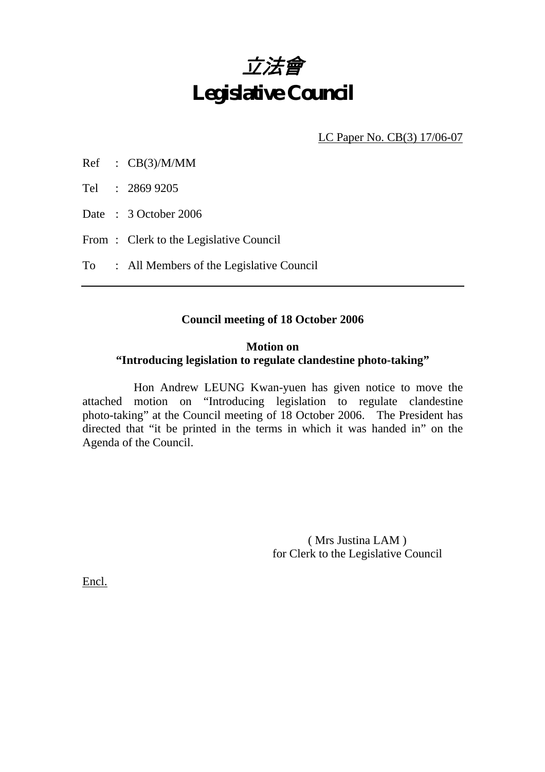# 立法會
# Legislative Council

LC Paper No. CB(3) 17/06-07

Ref : CB(3)/M/MM

Tel : 2869 9205

Date : 3 October 2006

From : Clerk to the Legislative Council

To : All Members of the Legislative Council

---

**Council meeting of 18 October 2006**

**Motion on**
**"Introducing legislation to regulate clandestine photo-taking"**

Hon Andrew LEUNG Kwan-yuen has given notice to move the attached motion on "Introducing legislation to regulate clandestine photo-taking" at the Council meeting of 18 October 2006. The President has directed that "it be printed in the terms in which it was handed in" on the Agenda of the Council.

( Mrs Justina LAM )
for Clerk to the Legislative Council

Encl.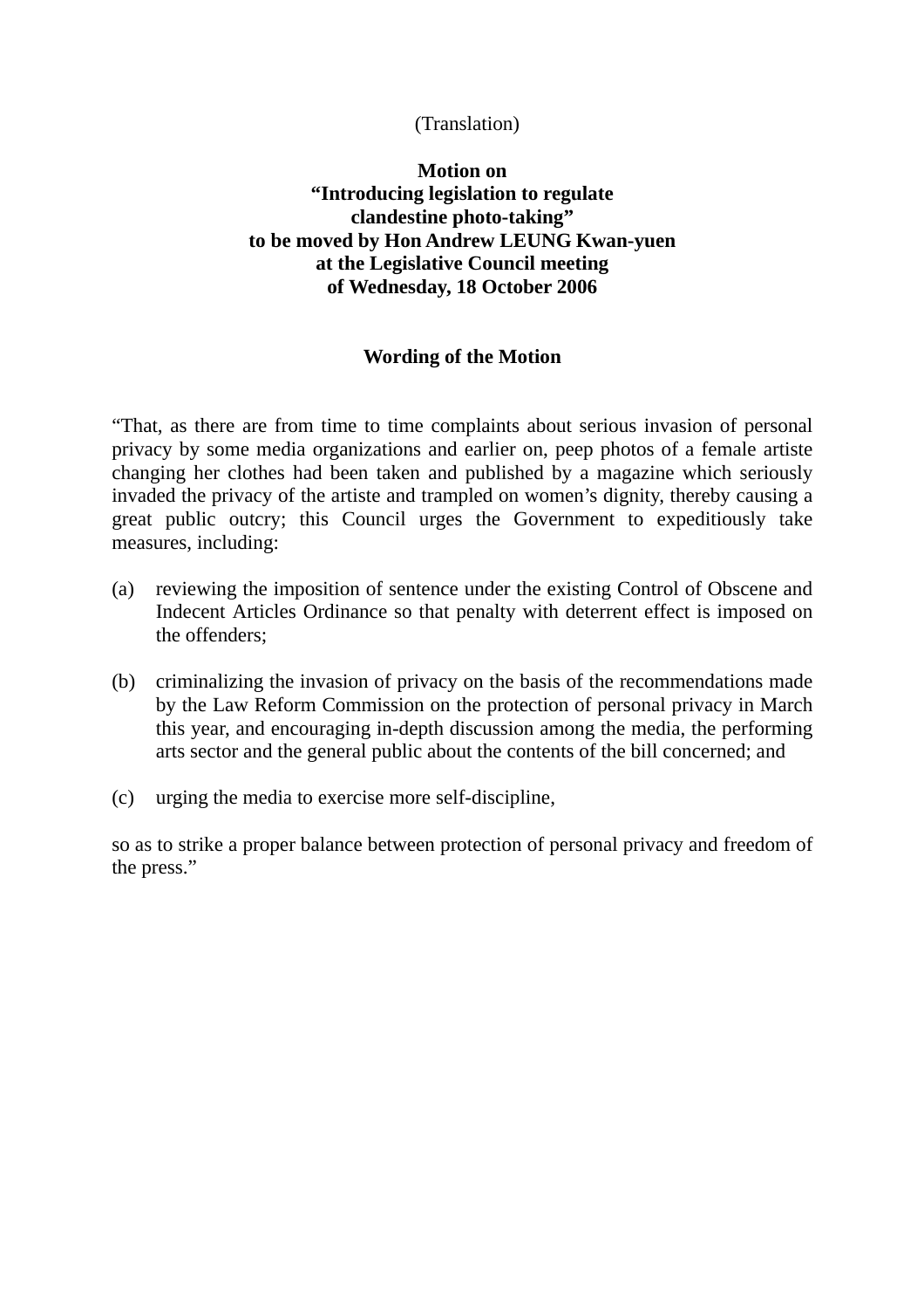(Translation)

**Motion on**
**"Introducing legislation to regulate clandestine photo-taking"**
**to be moved by Hon Andrew LEUNG Kwan-yuen**
**at the Legislative Council meeting**
**of Wednesday, 18 October 2006**

**Wording of the Motion**

"That, as there are from time to time complaints about serious invasion of personal privacy by some media organizations and earlier on, peep photos of a female artiste changing her clothes had been taken and published by a magazine which seriously invaded the privacy of the artiste and trampled on women's dignity, thereby causing a great public outcry; this Council urges the Government to expeditiously take measures, including:

(a) reviewing the imposition of sentence under the existing Control of Obscene and Indecent Articles Ordinance so that penalty with deterrent effect is imposed on the offenders;

(b) criminalizing the invasion of privacy on the basis of the recommendations made by the Law Reform Commission on the protection of personal privacy in March this year, and encouraging in-depth discussion among the media, the performing arts sector and the general public about the contents of the bill concerned; and

(c) urging the media to exercise more self-discipline,

so as to strike a proper balance between protection of personal privacy and freedom of the press."